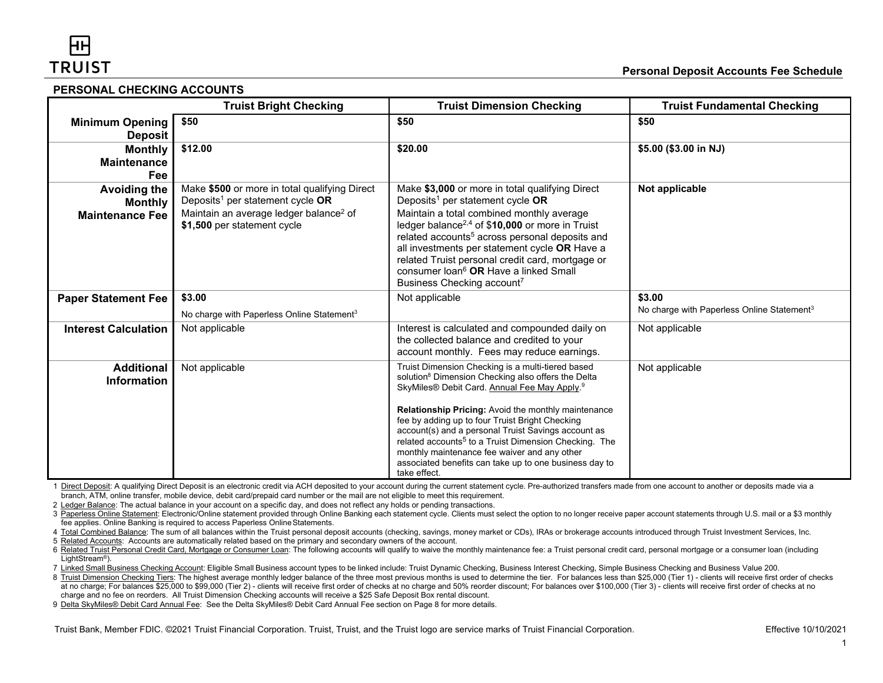# TRUIST

## Personal Deposit Accounts Fee Schedule

### PERSONAL CHECKING ACCOUNTS

| | Truist Bright Checking | Truist Dimension Checking | Truist Fundamental Checking |
|---|---|---|---|
| **Minimum Opening Deposit** | **$50** | **$50** | **$50** |
| **Monthly Maintenance Fee** | **$12.00** | **$20.00** | **$5.00 ($3.00 in NJ)** |
| **Avoiding the Monthly Maintenance Fee** | Make **$500** or more in total qualifying Direct Deposits[1] per statement cycle **OR** Maintain an average ledger balance[2] of **$1,500** per statement cycle | Make **$3,000** or more in total qualifying Direct Deposits[1] per statement cycle **OR** Maintain a total combined monthly average ledger balance[2,4] of $**10,000** or more in Truist related accounts[5] across personal deposits and all investments per statement cycle **OR** Have a related Truist personal credit card, mortgage or consumer loan[6] **OR** Have a linked Small Business Checking account[7] | **Not applicable** |
| **Paper Statement Fee** | **$3.00** No charge with Paperless Online Statement[3] | Not applicable | **$3.00** No charge with Paperless Online Statement[3] |
| **Interest Calculation** | Not applicable | Interest is calculated and compounded daily on the collected balance and credited to your account monthly. Fees may reduce earnings. | Not applicable |
| **Additional Information** | Not applicable | Truist Dimension Checking is a multi-tiered based solution[8] Dimension Checking also offers the Delta SkyMiles® Debit Card. Annual Fee May Apply.[9] **Relationship Pricing:** Avoid the monthly maintenance fee by adding up to four Truist Bright Checking account(s) and a personal Truist Savings account as related accounts[5] to a Truist Dimension Checking. The monthly maintenance fee waiver and any other associated benefits can take up to one business day to take effect. | Not applicable |

1 Direct Deposit: A qualifying Direct Deposit is an electronic credit via ACH deposited to your account during the current statement cycle. Pre-authorized transfers made from one account to another or deposits made via a branch, ATM, online transfer, mobile device, debit card/prepaid card number or the mail are not eligible to meet this requirement.

2 Ledger Balance: The actual balance in your account on a specific day, and does not reflect any holds or pending transactions.

3 Paperless Online Statement: Electronic/Online statement provided through Online Banking each statement cycle. Clients must select the option to no longer receive paper account statements through U.S. mail or a $3 monthly fee applies. Online Banking is required to access Paperless Online Statements.

4 Total Combined Balance: The sum of all balances within the Truist personal deposit accounts (checking, savings, money market or CDs), IRAs or brokerage accounts introduced through Truist Investment Services, Inc.

5 Related Accounts: Accounts are automatically related based on the primary and secondary owners of the account.

6 Related Truist Personal Credit Card, Mortgage or Consumer Loan: The following accounts will qualify to waive the monthly maintenance fee: a Truist personal credit card, personal mortgage or a consumer loan (including LightStream®).

7 Linked Small Business Checking Account: Eligible Small Business account types to be linked include: Truist Dynamic Checking, Business Interest Checking, Simple Business Checking and Business Value 200.

8 Truist Dimension Checking Tiers: The highest average monthly ledger balance of the three most previous months is used to determine the tier. For balances less than $25,000 (Tier 1) - clients will receive first order of checks at no charge; For balances $25,000 to $99,000 (Tier 2) - clients will receive first order of checks at no charge and 50% reorder discount; For balances over $100,000 (Tier 3) - clients will receive first order of checks at no charge and no fee on reorders. All Truist Dimension Checking accounts will receive a $25 Safe Deposit Box rental discount.

9 Delta SkyMiles® Debit Card Annual Fee: See the Delta SkyMiles® Debit Card Annual Fee section on Page 8 for more details.

Truist Bank, Member FDIC. ©2021 Truist Financial Corporation. Truist, Truist, and the Truist logo are service marks of Truist Financial Corporation.

Effective 10/10/2021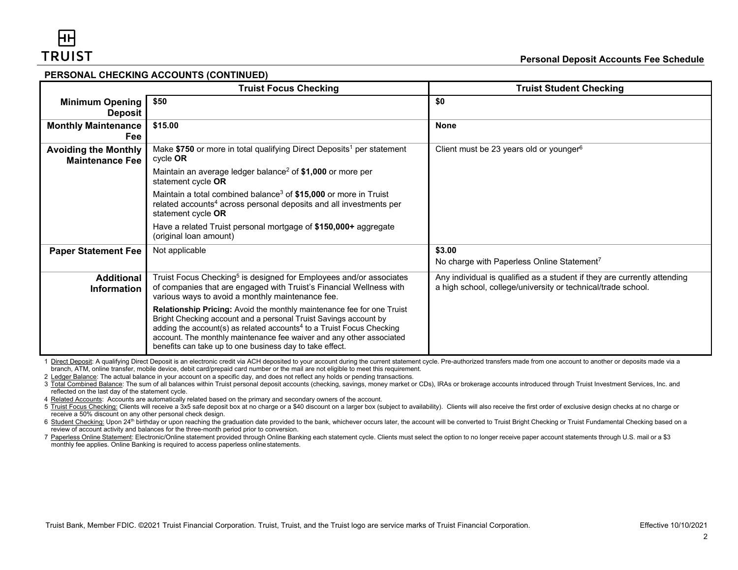## PERSONAL CHECKING ACCOUNTS (CONTINUED)

| | Truist Focus Checking | Truist Student Checking |
|---|---|---|
| **Minimum Opening Deposit** | **$50** | **$0** |
| **Monthly Maintenance Fee** | **$15.00** | **None** |
| **Avoiding the Monthly Maintenance Fee** | Make **$750** or more in total qualifying Direct Deposits[1] per statement cycle **OR**<br><br>Maintain an average ledger balance[2] of **$1,000** or more per statement cycle **OR**<br><br>Maintain a total combined balance[3] of **$15,000** or more in Truist related accounts[4] across personal deposits and all investments per statement cycle **OR**<br><br>Have a related Truist personal mortgage of **$150,000+** aggregate (original loan amount) | Client must be 23 years old or younger[6] |
| **Paper Statement Fee** | Not applicable | **$3.00**<br><br>No charge with Paperless Online Statement[7] |
| **Additional Information** | Truist Focus Checking[5] is designed for Employees and/or associates of companies that are engaged with Truist's Financial Wellness with various ways to avoid a monthly maintenance fee.<br><br>**Relationship Pricing:** Avoid the monthly maintenance fee for one Truist Bright Checking account and a personal Truist Savings account by adding the account(s) as related accounts[4] to a Truist Focus Checking account. The monthly maintenance fee waiver and any other associated benefits can take up to one business day to take effect. | Any individual is qualified as a student if they are currently attending a high school, college/university or technical/trade school. |

1 Direct Deposit: A qualifying Direct Deposit is an electronic credit via ACH deposited to your account during the current statement cycle. Pre-authorized transfers made from one account to another or deposits made via a branch, ATM, online transfer, mobile device, debit card/prepaid card number or the mail are not eligible to meet this requirement.

2 Ledger Balance: The actual balance in your account on a specific day, and does not reflect any holds or pending transactions.

3 Total Combined Balance: The sum of all balances within Truist personal deposit accounts (checking, savings, money market or CDs), IRAs or brokerage accounts introduced through Truist Investment Services, Inc. and reflected on the last day of the statement cycle.

4 Related Accounts: Accounts are automatically related based on the primary and secondary owners of the account.

5 Truist Focus Checking: Clients will receive a 3x5 safe deposit box at no charge or a $40 discount on a larger box (subject to availability). Clients will also receive the first order of exclusive design checks at no charge or receive a 50% discount on any other personal check design.

6 Student Checking: Upon 24th birthday or upon reaching the graduation date provided to the bank, whichever occurs later, the account will be converted to Truist Bright Checking or Truist Fundamental Checking based on a review of account activity and balances for the three-month period prior to conversion.

7 Paperless Online Statement: Electronic/Online statement provided through Online Banking each statement cycle. Clients must select the option to no longer receive paper account statements through U.S. mail or a $3 monthly fee applies. Online Banking is required to access paperless online statements.

Truist Bank, Member FDIC. ©2021 Truist Financial Corporation. Truist, Truist, and the Truist logo are service marks of Truist Financial Corporation. Effective 10/10/2021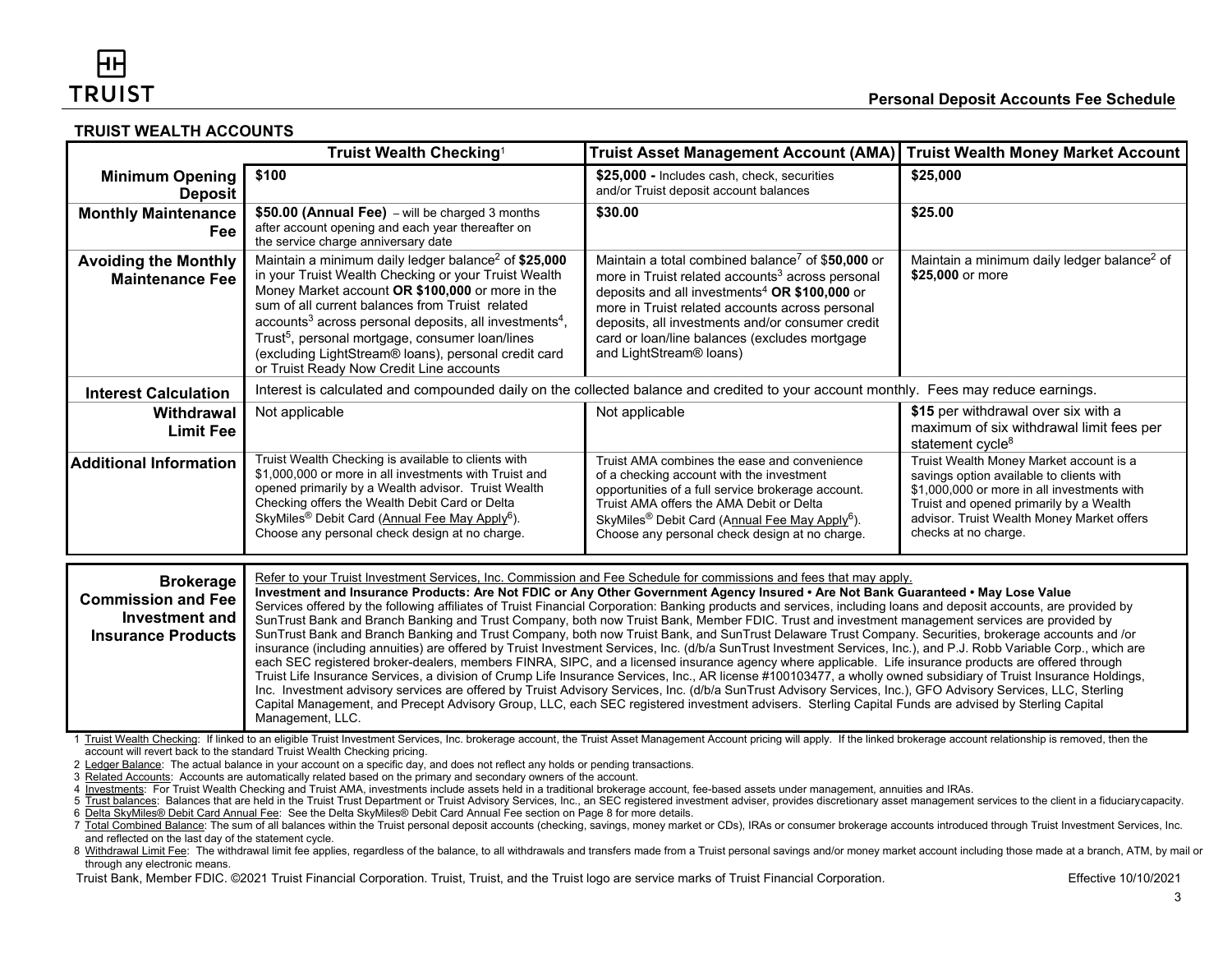## TRUIST WEALTH ACCOUNTS

| | Truist Wealth Checking[1] | Truist Asset Management Account (AMA) | Truist Wealth Money Market Account |
|---|---|---|---|
| **Minimum Opening Deposit** | **$100** | **$25,000 -** Includes cash, check, securities and/or Truist deposit account balances | **$25,000** |
| **Monthly Maintenance Fee** | **$50.00 (Annual Fee)** – will be charged 3 months after account opening and each year thereafter on the service charge anniversary date | **$30.00** | **$25.00** |
| **Avoiding the Monthly Maintenance Fee** | Maintain a minimum daily ledger balance[2] of **$25,000** in your Truist Wealth Checking or your Truist Wealth Money Market account **OR $100,000** or more in the sum of all current balances from Truist related accounts[3] across personal deposits, all investments[4], Trust[5], personal mortgage, consumer loan/lines (excluding LightStream® loans), personal credit card or Truist Ready Now Credit Line accounts | Maintain a total combined balance[7] of $**50,000** or more in Truist related accounts[3] across personal deposits and all investments[4] **OR $100,000** or more in Truist related accounts across personal deposits, all investments and/or consumer credit card or loan/line balances (excludes mortgage and LightStream® loans) | Maintain a minimum daily ledger balance[2] of **$25,000** or more |
| **Interest Calculation** | Interest is calculated and compounded daily on the collected balance and credited to your account monthly. Fees may reduce earnings. | | |
| **Withdrawal Limit Fee** | Not applicable | Not applicable | **$15** per withdrawal over six with a maximum of six withdrawal limit fees per statement cycle[8] |
| **Additional Information** | Truist Wealth Checking is available to clients with $1,000,000 or more in all investments with Truist and opened primarily by a Wealth advisor. Truist Wealth Checking offers the Wealth Debit Card or Delta SkyMiles® Debit Card (Annual Fee May Apply[6]). Choose any personal check design at no charge. | Truist AMA combines the ease and convenience of a checking account with the investment opportunities of a full service brokerage account. Truist AMA offers the AMA Debit or Delta SkyMiles® Debit Card (Annual Fee May Apply[6]). Choose any personal check design at no charge. | Truist Wealth Money Market account is a savings option available to clients with $1,000,000 or more in all investments with Truist and opened primarily by a Wealth advisor. Truist Wealth Money Market offers checks at no charge. |

| | |
|---|---|
| **Brokerage Commission and Fee Investment and Insurance Products** | Refer to your Truist Investment Services, Inc. Commission and Fee Schedule for commissions and fees that may apply. **Investment and Insurance Products: Are Not FDIC or Any Other Government Agency Insured • Are Not Bank Guaranteed • May Lose Value** Services offered by the following affiliates of Truist Financial Corporation: Banking products and services, including loans and deposit accounts, are provided by SunTrust Bank and Branch Banking and Trust Company, both now Truist Bank, Member FDIC. Trust and investment management services are provided by SunTrust Bank and Branch Banking and Trust Company, both now Truist Bank, and SunTrust Delaware Trust Company. Securities, brokerage accounts and /or insurance (including annuities) are offered by Truist Investment Services, Inc. (d/b/a SunTrust Investment Services, Inc.), and P.J. Robb Variable Corp., which are each SEC registered broker-dealers, members FINRA, SIPC, and a licensed insurance agency where applicable. Life insurance products are offered through Truist Life Insurance Services, a division of Crump Life Insurance Services, Inc., AR license #100103477, a wholly owned subsidiary of Truist Insurance Holdings, Inc. Investment advisory services are offered by Truist Advisory Services, Inc. (d/b/a SunTrust Advisory Services, Inc.), GFO Advisory Services, LLC, Sterling Capital Management, and Precept Advisory Group, LLC, each SEC registered investment advisers. Sterling Capital Funds are advised by Sterling Capital Management, LLC. |

1 Truist Wealth Checking: If linked to an eligible Truist Investment Services, Inc. brokerage account, the Truist Asset Management Account pricing will apply. If the linked brokerage account relationship is removed, then the account will revert back to the standard Truist Wealth Checking pricing.

2 Ledger Balance: The actual balance in your account on a specific day, and does not reflect any holds or pending transactions.

3 Related Accounts: Accounts are automatically related based on the primary and secondary owners of the account.

4 Investments: For Truist Wealth Checking and Truist AMA, investments include assets held in a traditional brokerage account, fee-based assets under management, annuities and IRAs.

5 Trust balances: Balances that are held in the Truist Trust Department or Truist Advisory Services, Inc., an SEC registered investment adviser, provides discretionary asset management services to the client in a fiduciary capacity.

6 Delta SkyMiles® Debit Card Annual Fee: See the Delta SkyMiles® Debit Card Annual Fee section on Page 8 for more details.

7 Total Combined Balance: The sum of all balances within the Truist personal deposit accounts (checking, savings, money market or CDs), IRAs or consumer brokerage accounts introduced through Truist Investment Services, Inc. and reflected on the last day of the statement cycle.

8 Withdrawal Limit Fee: The withdrawal limit fee applies, regardless of the balance, to all withdrawals and transfers made from a Truist personal savings and/or money market account including those made at a branch, ATM, by mail or through any electronic means.

Truist Bank, Member FDIC. ©2021 Truist Financial Corporation. Truist, Truist, and the Truist logo are service marks of Truist Financial Corporation. Effective 10/10/2021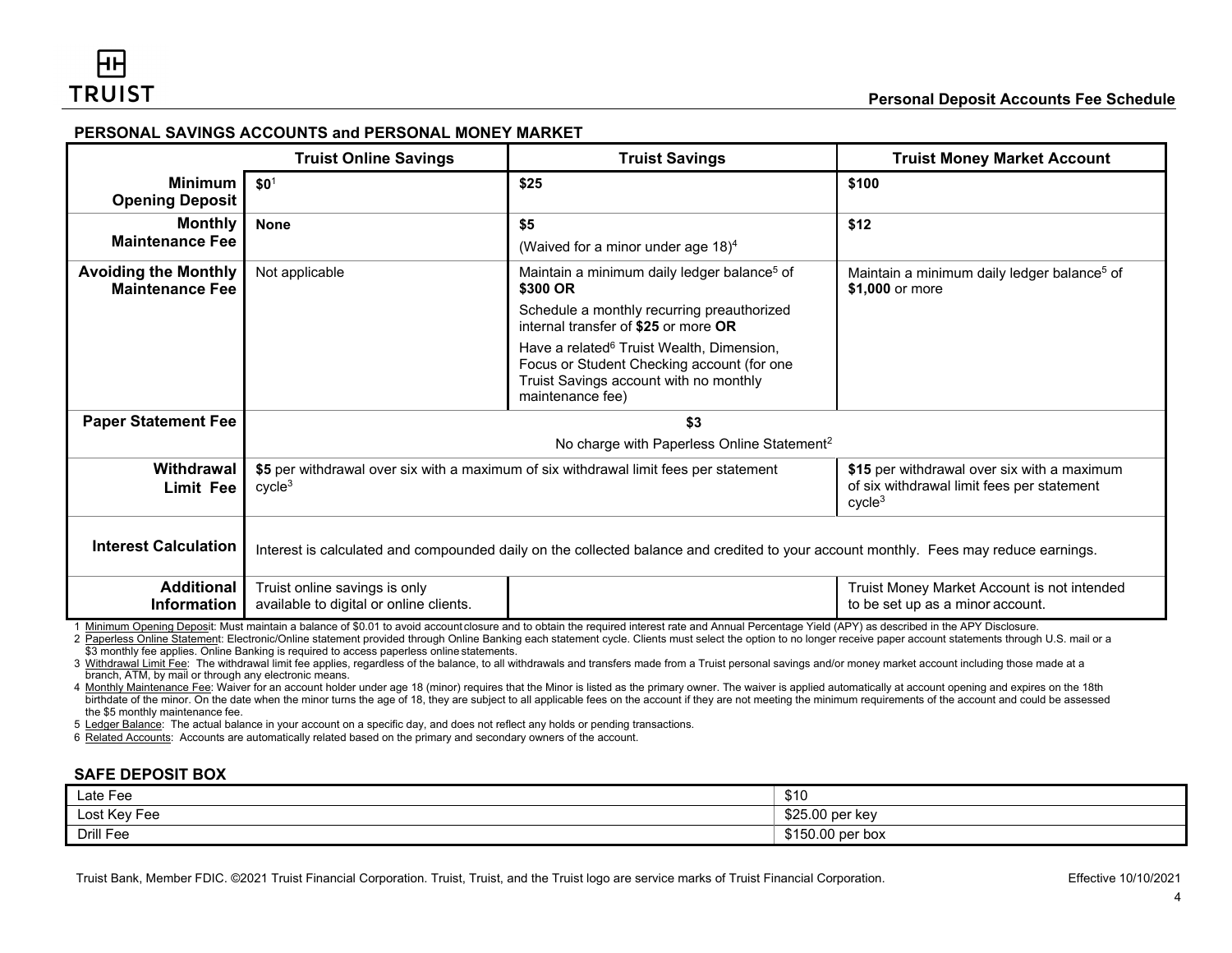## PERSONAL SAVINGS ACCOUNTS and PERSONAL MONEY MARKET

| | Truist Online Savings | Truist Savings | Truist Money Market Account |
|---|---|---|---|
| **Minimum Opening Deposit** | **$0**[1] | **$25** | **$100** |
| **Monthly Maintenance Fee** | **None** | **$5**<br>(Waived for a minor under age 18)[4] | **$12** |
| **Avoiding the Monthly Maintenance Fee** | Not applicable | Maintain a minimum daily ledger balance[5] of **$300 OR**<br>Schedule a monthly recurring preauthorized internal transfer of **$25** or more **OR**<br>Have a related[6] Truist Wealth, Dimension, Focus or Student Checking account (for one Truist Savings account with no monthly maintenance fee) | Maintain a minimum daily ledger balance[5] of **$1,000** or more |
| **Paper Statement Fee** | **$3**<br>No charge with Paperless Online Statement[2] | | |
| **Withdrawal Limit Fee** | **$5** per withdrawal over six with a maximum of six withdrawal limit fees per statement cycle[3] | | **$15** per withdrawal over six with a maximum of six withdrawal limit fees per statement cycle[3] |
| **Interest Calculation** | Interest is calculated and compounded daily on the collected balance and credited to your account monthly. Fees may reduce earnings. | | |
| **Additional Information** | Truist online savings is only available to digital or online clients. | | Truist Money Market Account is not intended to be set up as a minor account. |

1 Minimum Opening Deposit: Must maintain a balance of $0.01 to avoid account closure and to obtain the required interest rate and Annual Percentage Yield (APY) as described in the APY Disclosure.

2 Paperless Online Statement: Electronic/Online statement provided through Online Banking each statement cycle. Clients must select the option to no longer receive paper account statements through U.S. mail or a $3 monthly fee applies. Online Banking is required to access paperless online statements.

3 Withdrawal Limit Fee: The withdrawal limit fee applies, regardless of the balance, to all withdrawals and transfers made from a Truist personal savings and/or money market account including those made at a branch, ATM, by mail or through any electronic means.

4 Monthly Maintenance Fee: Waiver for an account holder under age 18 (minor) requires that the Minor is listed as the primary owner. The waiver is applied automatically at account opening and expires on the 18th birthdate of the minor. On the date when the minor turns the age of 18, they are subject to all applicable fees on the account if they are not meeting the minimum requirements of the account and could be assessed the $5 monthly maintenance fee.

5 Ledger Balance: The actual balance in your account on a specific day, and does not reflect any holds or pending transactions.

6 Related Accounts: Accounts are automatically related based on the primary and secondary owners of the account.

## SAFE DEPOSIT BOX

| | |
|---|---|
| Late Fee | $10 |
| Lost Key Fee | $25.00 per key |
| Drill Fee | $150.00 per box |

Truist Bank, Member FDIC. ©2021 Truist Financial Corporation. Truist, Truist, and the Truist logo are service marks of Truist Financial Corporation.

Effective 10/10/2021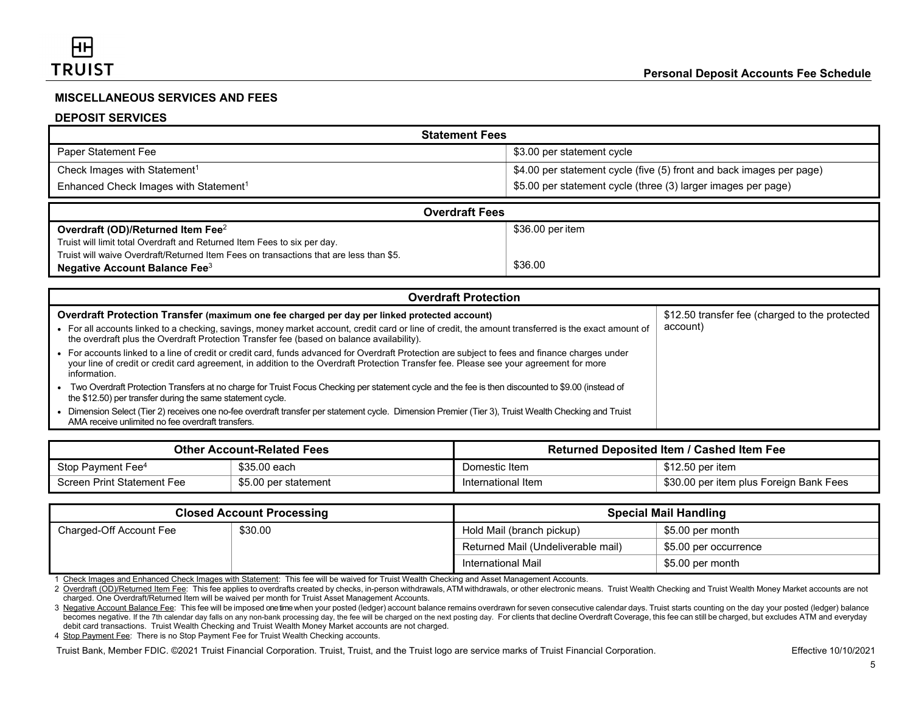## MISCELLANEOUS SERVICES AND FEES

### DEPOSIT SERVICES

| Statement Fees | |
|---|---|
| Paper Statement Fee | $3.00 per statement cycle |
| Check Images with Statement[1] | $4.00 per statement cycle (five (5) front and back images per page) |
| Enhanced Check Images with Statement[1] | $5.00 per statement cycle (three (3) larger images per page) |

| Overdraft Fees | |
|---|---|
| **Overdraft (OD)/Returned Item Fee**[2]<br>Truist will limit total Overdraft and Returned Item Fees to six per day.<br>Truist will waive Overdraft/Returned Item Fees on transactions that are less than $5. | $36.00 per item |
| **Negative Account Balance Fee**[3] | $36.00 |

| Overdraft Protection | |
|---|---|
| **Overdraft Protection Transfer (maximum one fee charged per day per linked protected account)**<br>• For all accounts linked to a checking, savings, money market account, credit card or line of credit, the amount transferred is the exact amount of the overdraft plus the Overdraft Protection Transfer fee (based on balance availability).<br>• For accounts linked to a line of credit or credit card, funds advanced for Overdraft Protection are subject to fees and finance charges under your line of credit or credit card agreement, in addition to the Overdraft Protection Transfer fee. Please see your agreement for more information.<br>• Two Overdraft Protection Transfers at no charge for Truist Focus Checking per statement cycle and the fee is then discounted to $9.00 (instead of the $12.50) per transfer during the same statement cycle.<br>• Dimension Select (Tier 2) receives one no-fee overdraft transfer per statement cycle. Dimension Premier (Tier 3), Truist Wealth Checking and Truist AMA receive unlimited no fee overdraft transfers. | $12.50 transfer fee (charged to the protected account) |

| Other Account-Related Fees | |
|---|---|
| Stop Payment Fee[4] | $35.00 each |
| Screen Print Statement Fee | $5.00 per statement |

| Returned Deposited Item / Cashed Item Fee | |
|---|---|
| Domestic Item | $12.50 per item |
| International Item | $30.00 per item plus Foreign Bank Fees |

| Closed Account Processing | |
|---|---|
| Charged-Off Account Fee | $30.00 |

| Special Mail Handling | |
|---|---|
| Hold Mail (branch pickup) | $5.00 per month |
| Returned Mail (Undeliverable mail) | $5.00 per occurrence |
| International Mail | $5.00 per month |

1 Check Images and Enhanced Check Images with Statement: This fee will be waived for Truist Wealth Checking and Asset Management Accounts.

2 Overdraft (OD)/Returned Item Fee: This fee applies to overdrafts created by checks, in-person withdrawals, ATM withdrawals, or other electronic means. Truist Wealth Checking and Truist Wealth Money Market accounts are not charged. One Overdraft/Returned Item will be waived per month for Truist Asset Management Accounts.

3 Negative Account Balance Fee: This fee will be imposed one time when your posted (ledger) account balance remains overdrawn for seven consecutive calendar days. Truist starts counting on the day your posted (ledger) balance becomes negative. If the 7th calendar day falls on any non-bank processing day, the fee will be charged on the next posting day. For clients that decline Overdraft Coverage, this fee can still be charged, but excludes ATM and everyday debit card transactions. Truist Wealth Checking and Truist Wealth Money Market accounts are not charged.

4 Stop Payment Fee: There is no Stop Payment Fee for Truist Wealth Checking accounts.

Truist Bank, Member FDIC. ©2021 Truist Financial Corporation. Truist, Truist, and the Truist logo are service marks of Truist Financial Corporation. Effective 10/10/2021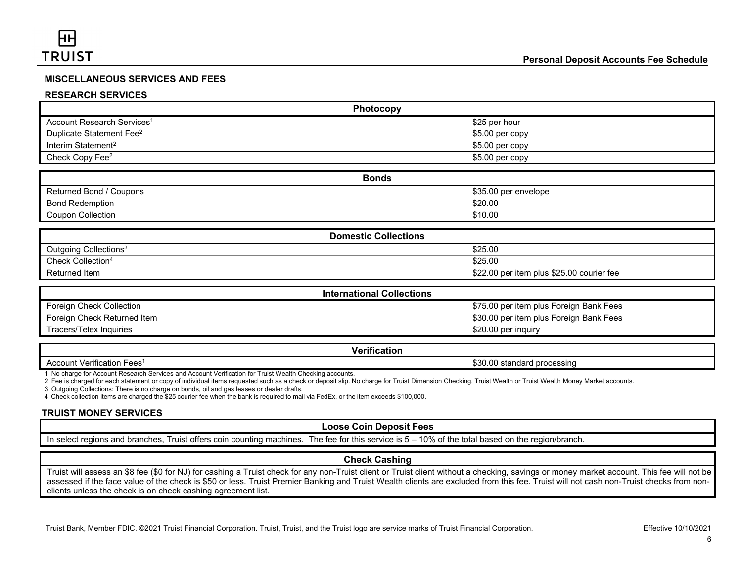## MISCELLANEOUS SERVICES AND FEES

### RESEARCH SERVICES

| Photocopy | |
|---|---|
| Account Research Services[1] | $25 per hour |
| Duplicate Statement Fee[2] | $5.00 per copy |
| Interim Statement[2] | $5.00 per copy |
| Check Copy Fee[2] | $5.00 per copy |

| Bonds | |
|---|---|
| Returned Bond / Coupons | $35.00 per envelope |
| Bond Redemption | $20.00 |
| Coupon Collection | $10.00 |

| Domestic Collections | |
|---|---|
| Outgoing Collections[3] | $25.00 |
| Check Collection[4] | $25.00 |
| Returned Item | $22.00 per item plus $25.00 courier fee |

| International Collections | |
|---|---|
| Foreign Check Collection | $75.00 per item plus Foreign Bank Fees |
| Foreign Check Returned Item | $30.00 per item plus Foreign Bank Fees |
| Tracers/Telex Inquiries | $20.00 per inquiry |

| Verification | |
|---|---|
| Account Verification Fees[1] | $30.00 standard processing |

1 No charge for Account Research Services and Account Verification for Truist Wealth Checking accounts.

2 Fee is charged for each statement or copy of individual items requested such as a check or deposit slip. No charge for Truist Dimension Checking, Truist Wealth or Truist Wealth Money Market accounts.

3 Outgoing Collections: There is no charge on bonds, oil and gas leases or dealer drafts.

4 Check collection items are charged the $25 courier fee when the bank is required to mail via FedEx, or the item exceeds $100,000.

### TRUIST MONEY SERVICES

| Loose Coin Deposit Fees |
|---|
| In select regions and branches, Truist offers coin counting machines. The fee for this service is 5 – 10% of the total based on the region/branch. |

| Check Cashing |
|---|
| Truist will assess an $8 fee ($0 for NJ) for cashing a Truist check for any non-Truist client or Truist client without a checking, savings or money market account. This fee will not be assessed if the face value of the check is $50 or less. Truist Premier Banking and Truist Wealth clients are excluded from this fee. Truist will not cash non-Truist checks from non-clients unless the check is on check cashing agreement list. |

Truist Bank, Member FDIC. ©2021 Truist Financial Corporation. Truist, Truist, and the Truist logo are service marks of Truist Financial Corporation. Effective 10/10/2021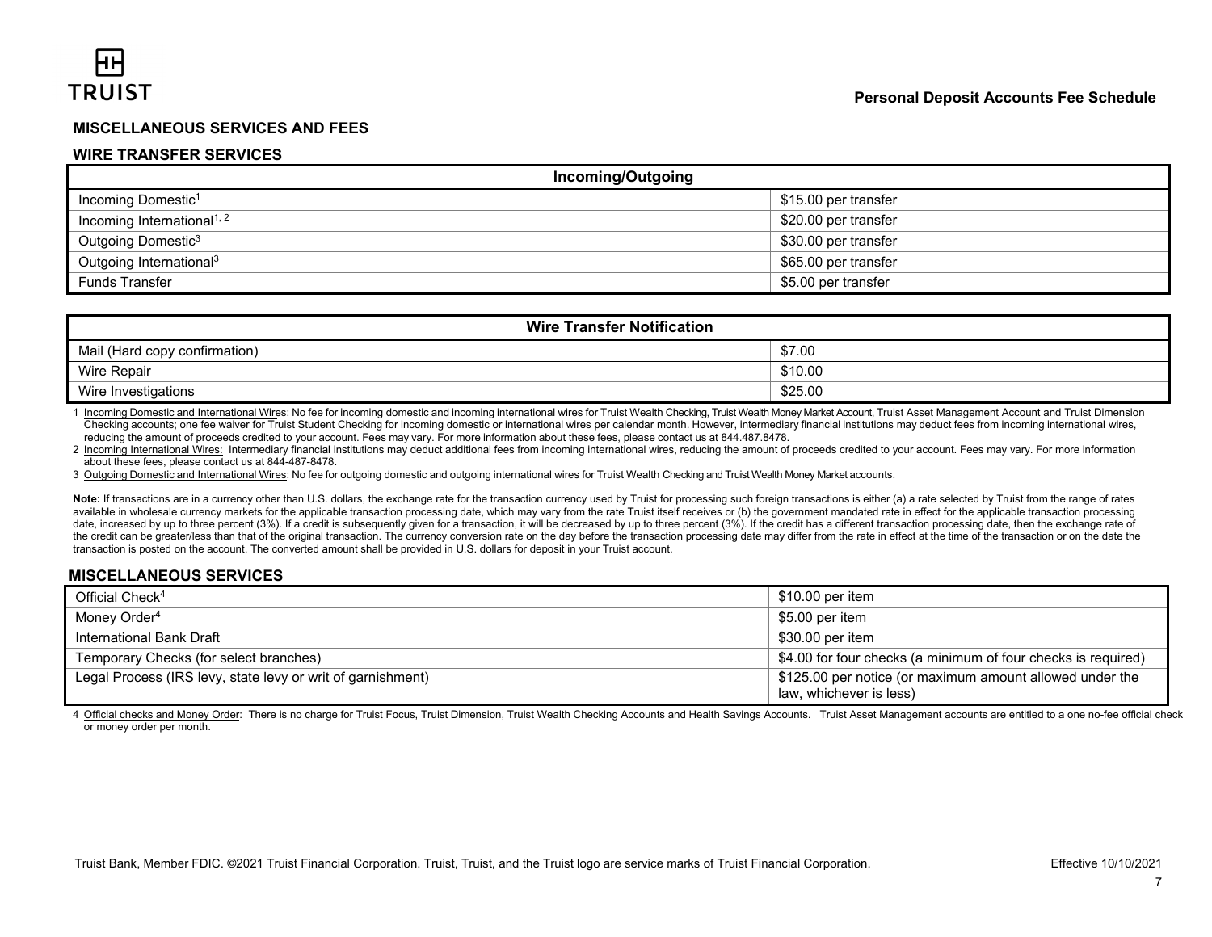## MISCELLANEOUS SERVICES AND FEES

### WIRE TRANSFER SERVICES

| Incoming/Outgoing | |
|---|---|
| Incoming Domestic[1] | $15.00 per transfer |
| Incoming International[1, 2] | $20.00 per transfer |
| Outgoing Domestic[3] | $30.00 per transfer |
| Outgoing International[3] | $65.00 per transfer |
| Funds Transfer | $5.00 per transfer |

| Wire Transfer Notification | |
|---|---|
| Mail (Hard copy confirmation) | $7.00 |
| Wire Repair | $10.00 |
| Wire Investigations | $25.00 |

1 Incoming Domestic and International Wires: No fee for incoming domestic and incoming international wires for Truist Wealth Checking, Truist Wealth Money Market Account, Truist Asset Management Account and Truist Dimension Checking accounts; one fee waiver for Truist Student Checking for incoming domestic or international wires per calendar month. However, intermediary financial institutions may deduct fees from incoming international wires, reducing the amount of proceeds credited to your account. Fees may vary. For more information about these fees, please contact us at 844.487.8478.

2 Incoming International Wires: Intermediary financial institutions may deduct additional fees from incoming international wires, reducing the amount of proceeds credited to your account. Fees may vary. For more information about these fees, please contact us at 844-487-8478.

3 Outgoing Domestic and International Wires: No fee for outgoing domestic and outgoing international wires for Truist Wealth Checking and Truist Wealth Money Market accounts.

**Note:** If transactions are in a currency other than U.S. dollars, the exchange rate for the transaction currency used by Truist for processing such foreign transactions is either (a) a rate selected by Truist from the range of rates available in wholesale currency markets for the applicable transaction processing date, which may vary from the rate Truist itself receives or (b) the government mandated rate in effect for the applicable transaction processing date, increased by up to three percent (3%). If a credit is subsequently given for a transaction, it will be decreased by up to three percent (3%). If the credit has a different transaction processing date, then the exchange rate of the credit can be greater/less than that of the original transaction. The currency conversion rate on the day before the transaction processing date may differ from the rate in effect at the time of the transaction or on the date the transaction is posted on the account. The converted amount shall be provided in U.S. dollars for deposit in your Truist account.

### MISCELLANEOUS SERVICES

| Service | Fee |
|---|---|
| Official Check[4] | $10.00 per item |
| Money Order[4] | $5.00 per item |
| International Bank Draft | $30.00 per item |
| Temporary Checks (for select branches) | $4.00 for four checks (a minimum of four checks is required) |
| Legal Process (IRS levy, state levy or writ of garnishment) | $125.00 per notice (or maximum amount allowed under the law, whichever is less) |

4 Official checks and Money Order: There is no charge for Truist Focus, Truist Dimension, Truist Wealth Checking Accounts and Health Savings Accounts. Truist Asset Management accounts are entitled to a one no-fee official check or money order per month.

Truist Bank, Member FDIC. ©2021 Truist Financial Corporation. Truist, Truist, and the Truist logo are service marks of Truist Financial Corporation. Effective 10/10/2021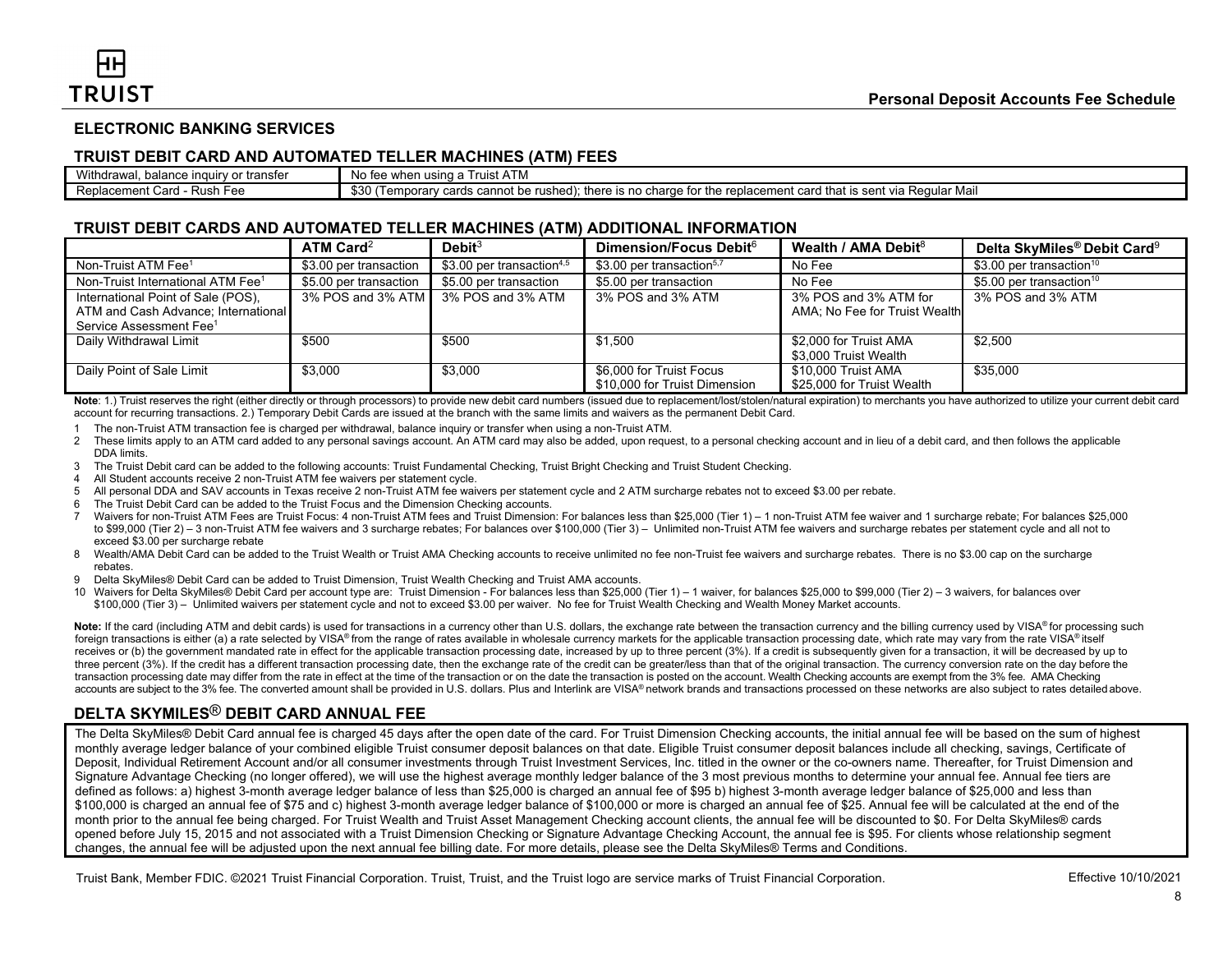## ELECTRONIC BANKING SERVICES

### TRUIST DEBIT CARD AND AUTOMATED TELLER MACHINES (ATM) FEES

| | |
|---|---|
| Withdrawal, balance inquiry or transfer | No fee when using a Truist ATM |
| Replacement Card - Rush Fee | $30 (Temporary cards cannot be rushed); there is no charge for the replacement card that is sent via Regular Mail |

### TRUIST DEBIT CARDS AND AUTOMATED TELLER MACHINES (ATM) ADDITIONAL INFORMATION

| | ATM Card[2] | Debit[3] | Dimension/Focus Debit[6] | Wealth / AMA Debit[8] | Delta SkyMiles® Debit Card[9] |
|---|---|---|---|---|---|
| Non-Truist ATM Fee[1] | $3.00 per transaction | $3.00 per transaction[4,5] | $3.00 per transaction[5,7] | No Fee | $3.00 per transaction[10] |
| Non-Truist International ATM Fee[1] | $5.00 per transaction | $5.00 per transaction | $5.00 per transaction | No Fee | $5.00 per transaction[10] |
| International Point of Sale (POS), ATM and Cash Advance; International Service Assessment Fee[1] | 3% POS and 3% ATM | 3% POS and 3% ATM | 3% POS and 3% ATM | 3% POS and 3% ATM for AMA; No Fee for Truist Wealth | 3% POS and 3% ATM |
| Daily Withdrawal Limit | $500 | $500 | $1,500 | $2,000 for Truist AMA $3,000 Truist Wealth | $2,500 |
| Daily Point of Sale Limit | $3,000 | $3,000 | $6,000 for Truist Focus $10,000 for Truist Dimension | $10,000 Truist AMA $25,000 for Truist Wealth | $35,000 |

**Note**: 1.) Truist reserves the right (either directly or through processors) to provide new debit card numbers (issued due to replacement/lost/stolen/natural expiration) to merchants you have authorized to utilize your current debit card account for recurring transactions. 2.) Temporary Debit Cards are issued at the branch with the same limits and waivers as the permanent Debit Card.

1 The non-Truist ATM transaction fee is charged per withdrawal, balance inquiry or transfer when using a non-Truist ATM.
2 These limits apply to an ATM card added to any personal savings account. An ATM card may also be added, upon request, to a personal checking account and in lieu of a debit card, and then follows the applicable DDA limits.
3 The Truist Debit card can be added to the following accounts: Truist Fundamental Checking, Truist Bright Checking and Truist Student Checking.
4 All Student accounts receive 2 non-Truist ATM fee waivers per statement cycle.
5 All personal DDA and SAV accounts in Texas receive 2 non-Truist ATM fee waivers per statement cycle and 2 ATM surcharge rebates not to exceed $3.00 per rebate.
6 The Truist Debit Card can be added to the Truist Focus and the Dimension Checking accounts.
7 Waivers for non-Truist ATM Fees are Truist Focus: 4 non-Truist ATM fees and Truist Dimension: For balances less than $25,000 (Tier 1) – 1 non-Truist ATM fee waiver and 1 surcharge rebate; For balances $25,000 to $99,000 (Tier 2) – 3 non-Truist ATM fee waivers and 3 surcharge rebates; For balances over $100,000 (Tier 3) – Unlimited non-Truist ATM fee waivers and surcharge rebates per statement cycle and all not to exceed $3.00 per surcharge rebate
8 Wealth/AMA Debit Card can be added to the Truist Wealth or Truist AMA Checking accounts to receive unlimited no fee non-Truist fee waivers and surcharge rebates. There is no $3.00 cap on the surcharge rebates.
9 Delta SkyMiles® Debit Card can be added to Truist Dimension, Truist Wealth Checking and Truist AMA accounts.
10 Waivers for Delta SkyMiles® Debit Card per account type are: Truist Dimension - For balances less than $25,000 (Tier 1) – 1 waiver, for balances $25,000 to $99,000 (Tier 2) – 3 waivers, for balances over $100,000 (Tier 3) – Unlimited waivers per statement cycle and not to exceed $3.00 per waiver. No fee for Truist Wealth Checking and Wealth Money Market accounts.

**Note:** If the card (including ATM and debit cards) is used for transactions in a currency other than U.S. dollars, the exchange rate between the transaction currency and the billing currency used by VISA® for processing such foreign transactions is either (a) a rate selected by VISA® from the range of rates available in wholesale currency markets for the applicable transaction processing date, which rate may vary from the rate VISA® itself receives or (b) the government mandated rate in effect for the applicable transaction processing date, increased by up to three percent (3%). If a credit is subsequently given for a transaction, it will be decreased by up to three percent (3%). If the credit has a different transaction processing date, then the exchange rate of the credit can be greater/less than that of the original transaction. The currency conversion rate on the day before the transaction processing date may differ from the rate in effect at the time of the transaction or on the date the transaction is posted on the account. Wealth Checking accounts are exempt from the 3% fee. AMA Checking accounts are subject to the 3% fee. The converted amount shall be provided in U.S. dollars. Plus and Interlink are VISA® network brands and transactions processed on these networks are also subject to rates detailed above.

## DELTA SKYMILES® DEBIT CARD ANNUAL FEE

The Delta SkyMiles® Debit Card annual fee is charged 45 days after the open date of the card. For Truist Dimension Checking accounts, the initial annual fee will be based on the sum of highest monthly average ledger balance of your combined eligible Truist consumer deposit balances on that date. Eligible Truist consumer deposit balances include all checking, savings, Certificate of Deposit, Individual Retirement Account and/or all consumer investments through Truist Investment Services, Inc. titled in the owner or the co-owners name. Thereafter, for Truist Dimension and Signature Advantage Checking (no longer offered), we will use the highest average monthly ledger balance of the 3 most previous months to determine your annual fee. Annual fee tiers are defined as follows: a) highest 3-month average ledger balance of less than $25,000 is charged an annual fee of $95 b) highest 3-month average ledger balance of $25,000 and less than $100,000 is charged an annual fee of $75 and c) highest 3-month average ledger balance of $100,000 or more is charged an annual fee of $25. Annual fee will be calculated at the end of the month prior to the annual fee being charged. For Truist Wealth and Truist Asset Management Checking account clients, the annual fee will be discounted to $0. For Delta SkyMiles® cards opened before July 15, 2015 and not associated with a Truist Dimension Checking or Signature Advantage Checking Account, the annual fee is $95. For clients whose relationship segment changes, the annual fee will be adjusted upon the next annual fee billing date. For more details, please see the Delta SkyMiles® Terms and Conditions.

Truist Bank, Member FDIC. ©2021 Truist Financial Corporation. Truist, Truist, and the Truist logo are service marks of Truist Financial Corporation.

Effective 10/10/2021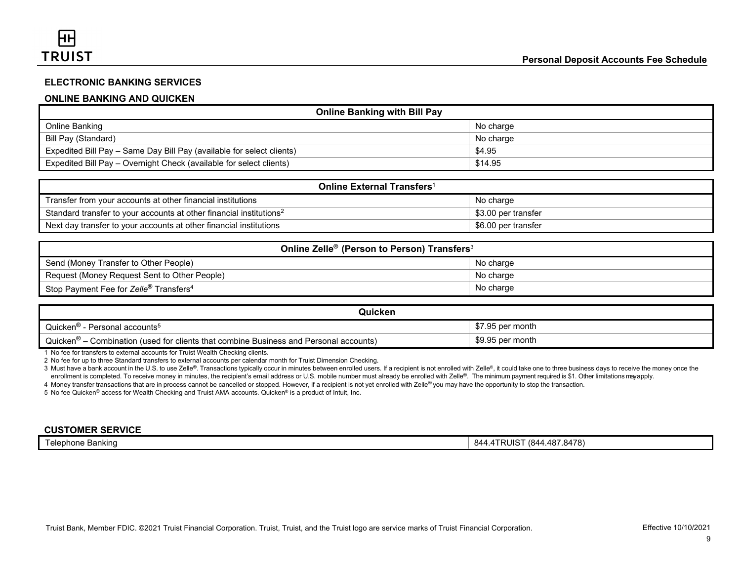## ELECTRONIC BANKING SERVICES

### ONLINE BANKING AND QUICKEN

| Online Banking with Bill Pay | |
|---|---|
| Online Banking | No charge |
| Bill Pay (Standard) | No charge |
| Expedited Bill Pay – Same Day Bill Pay (available for select clients) | $4.95 |
| Expedited Bill Pay – Overnight Check (available for select clients) | $14.95 |

| Online External Transfers[1] | |
|---|---|
| Transfer from your accounts at other financial institutions | No charge |
| Standard transfer to your accounts at other financial institutions[2] | $3.00 per transfer |
| Next day transfer to your accounts at other financial institutions | $6.00 per transfer |

| Online Zelle® (Person to Person) Transfers[3] | |
|---|---|
| Send (Money Transfer to Other People) | No charge |
| Request (Money Request Sent to Other People) | No charge |
| Stop Payment Fee for *Zelle*® Transfers[4] | No charge |

| Quicken | |
|---|---|
| Quicken® - Personal accounts[5] | $7.95 per month |
| Quicken® – Combination (used for clients that combine Business and Personal accounts) | $9.95 per month |

1 No fee for transfers to external accounts for Truist Wealth Checking clients.

2 No fee for up to three Standard transfers to external accounts per calendar month for Truist Dimension Checking.

3 Must have a bank account in the U.S. to use Zelle®. Transactions typically occur in minutes between enrolled users. If a recipient is not enrolled with Zelle®, it could take one to three business days to receive the money once the enrollment is completed. To receive money in minutes, the recipient's email address or U.S. mobile number must already be enrolled with Zelle®. The minimum payment required is $1. Other limitations may apply.

4 Money transfer transactions that are in process cannot be cancelled or stopped. However, if a recipient is not yet enrolled with Zelle® you may have the opportunity to stop the transaction.

5 No fee Quicken® access for Wealth Checking and Truist AMA accounts. Quicken® is a product of Intuit, Inc.

### CUSTOMER SERVICE

| Telephone Banking | 844.4TRUIST (844.487.8478) |
|---|---|

Truist Bank, Member FDIC. ©2021 Truist Financial Corporation. Truist, Truist, and the Truist logo are service marks of Truist Financial Corporation.

Effective 10/10/2021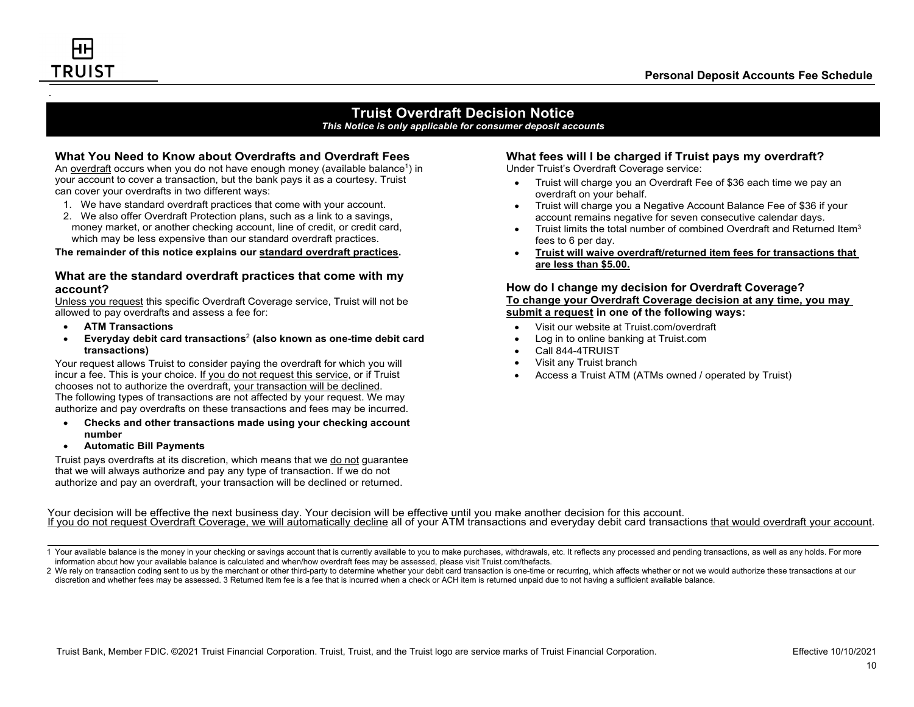# Truist Overdraft Decision Notice

***This Notice is only applicable for consumer deposit accounts***

## What You Need to Know about Overdrafts and Overdraft Fees

An overdraft occurs when you do not have enough money (available balance[1]) in your account to cover a transaction, but the bank pays it as a courtesy. Truist can cover your overdrafts in two different ways:

1. We have standard overdraft practices that come with your account.
2. We also offer Overdraft Protection plans, such as a link to a savings, money market, or another checking account, line of credit, or credit card, which may be less expensive than our standard overdraft practices.

**The remainder of this notice explains our standard overdraft practices.**

## What are the standard overdraft practices that come with my account?

Unless you request this specific Overdraft Coverage service, Truist will not be allowed to pay overdrafts and assess a fee for:

- **ATM Transactions**
- **Everyday debit card transactions[2] (also known as one-time debit card transactions)**

Your request allows Truist to consider paying the overdraft for which you will incur a fee. This is your choice. If you do not request this service, or if Truist chooses not to authorize the overdraft, your transaction will be declined. The following types of transactions are not affected by your request. We may authorize and pay overdrafts on these transactions and fees may be incurred.

- **Checks and other transactions made using your checking account number**
- **Automatic Bill Payments**

Truist pays overdrafts at its discretion, which means that we do not guarantee that we will always authorize and pay any type of transaction. If we do not authorize and pay an overdraft, your transaction will be declined or returned.

## What fees will I be charged if Truist pays my overdraft?

Under Truist's Overdraft Coverage service:

- Truist will charge you an Overdraft Fee of $36 each time we pay an overdraft on your behalf.
- Truist will charge you a Negative Account Balance Fee of $36 if your account remains negative for seven consecutive calendar days.
- Truist limits the total number of combined Overdraft and Returned Item[3] fees to 6 per day.
- **Truist will waive overdraft/returned item fees for transactions that are less than $5.00.**

## How do I change my decision for Overdraft Coverage?

**To change your Overdraft Coverage decision at any time, you may submit a request in one of the following ways:**

- Visit our website at Truist.com/overdraft
- Log in to online banking at Truist.com
- Call 844-4TRUIST
- Visit any Truist branch
- Access a Truist ATM (ATMs owned / operated by Truist)

Your decision will be effective the next business day. Your decision will be effective until you make another decision for this account.
If you do not request Overdraft Coverage, we will automatically decline all of your ATM transactions and everyday debit card transactions that would overdraft your account.

1 Your available balance is the money in your checking or savings account that is currently available to you to make purchases, withdrawals, etc. It reflects any processed and pending transactions, as well as any holds. For more information about how your available balance is calculated and when/how overdraft fees may be assessed, please visit Truist.com/thefacts.

2 We rely on transaction coding sent to us by the merchant or other third-party to determine whether your debit card transaction is one-time or recurring, which affects whether or not we would authorize these transactions at our discretion and whether fees may be assessed. 3 Returned Item fee is a fee that is incurred when a check or ACH item is returned unpaid due to not having a sufficient available balance.

Truist Bank, Member FDIC. ©2021 Truist Financial Corporation. Truist, Truist, and the Truist logo are service marks of Truist Financial Corporation. Effective 10/10/2021